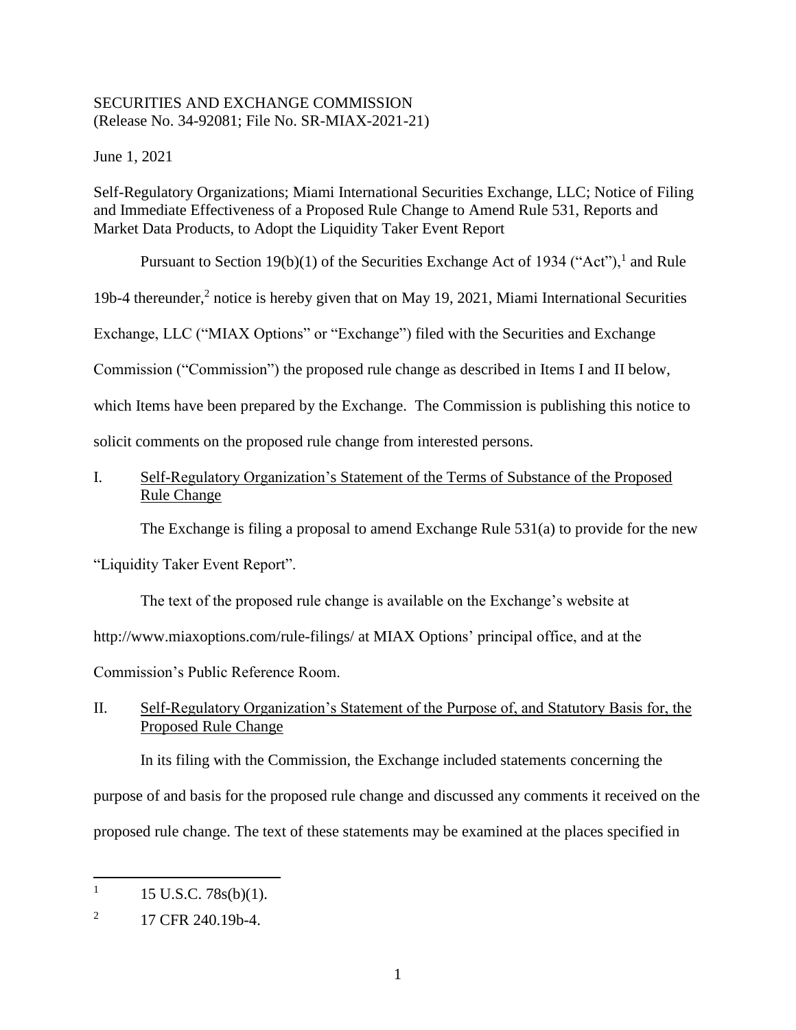SECURITIES AND EXCHANGE COMMISSION
(Release No. 34-92081; File No. SR-MIAX-2021-21)

June 1, 2021

Self-Regulatory Organizations; Miami International Securities Exchange, LLC; Notice of Filing and Immediate Effectiveness of a Proposed Rule Change to Amend Rule 531, Reports and Market Data Products, to Adopt the Liquidity Taker Event Report

Pursuant to Section 19(b)(1) of the Securities Exchange Act of 1934 ("Act"),[1] and Rule 19b-4 thereunder,[2] notice is hereby given that on May 19, 2021, Miami International Securities Exchange, LLC ("MIAX Options" or "Exchange") filed with the Securities and Exchange Commission ("Commission") the proposed rule change as described in Items I and II below, which Items have been prepared by the Exchange. The Commission is publishing this notice to solicit comments on the proposed rule change from interested persons.

## I. Self-Regulatory Organization's Statement of the Terms of Substance of the Proposed Rule Change

The Exchange is filing a proposal to amend Exchange Rule 531(a) to provide for the new "Liquidity Taker Event Report".

The text of the proposed rule change is available on the Exchange's website at http://www.miaxoptions.com/rule-filings/ at MIAX Options' principal office, and at the Commission's Public Reference Room.

## II. Self-Regulatory Organization's Statement of the Purpose of, and Statutory Basis for, the Proposed Rule Change

In its filing with the Commission, the Exchange included statements concerning the purpose of and basis for the proposed rule change and discussed any comments it received on the proposed rule change. The text of these statements may be examined at the places specified in

---

[1] 15 U.S.C. 78s(b)(1).

[2] 17 CFR 240.19b-4.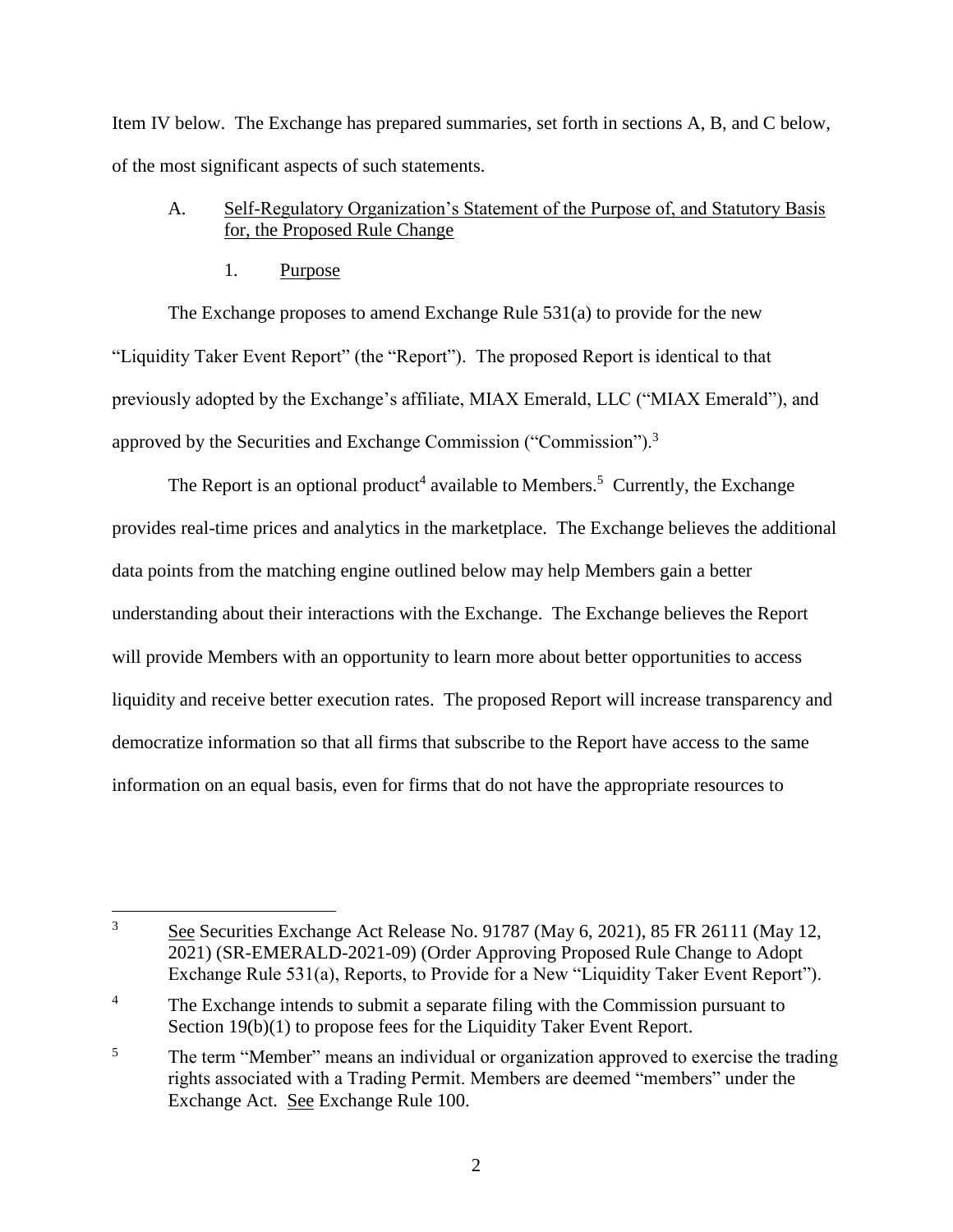Item IV below. The Exchange has prepared summaries, set forth in sections A, B, and C below, of the most significant aspects of such statements.

A. Self-Regulatory Organization's Statement of the Purpose of, and Statutory Basis for, the Proposed Rule Change

1. Purpose

The Exchange proposes to amend Exchange Rule 531(a) to provide for the new "Liquidity Taker Event Report" (the "Report"). The proposed Report is identical to that previously adopted by the Exchange's affiliate, MIAX Emerald, LLC ("MIAX Emerald"), and approved by the Securities and Exchange Commission ("Commission").[3]

The Report is an optional product[4] available to Members.[5] Currently, the Exchange provides real-time prices and analytics in the marketplace. The Exchange believes the additional data points from the matching engine outlined below may help Members gain a better understanding about their interactions with the Exchange. The Exchange believes the Report will provide Members with an opportunity to learn more about better opportunities to access liquidity and receive better execution rates. The proposed Report will increase transparency and democratize information so that all firms that subscribe to the Report have access to the same information on an equal basis, even for firms that do not have the appropriate resources to

---

[3] See Securities Exchange Act Release No. 91787 (May 6, 2021), 85 FR 26111 (May 12, 2021) (SR-EMERALD-2021-09) (Order Approving Proposed Rule Change to Adopt Exchange Rule 531(a), Reports, to Provide for a New "Liquidity Taker Event Report").

[4] The Exchange intends to submit a separate filing with the Commission pursuant to Section 19(b)(1) to propose fees for the Liquidity Taker Event Report.

[5] The term "Member" means an individual or organization approved to exercise the trading rights associated with a Trading Permit. Members are deemed "members" under the Exchange Act. See Exchange Rule 100.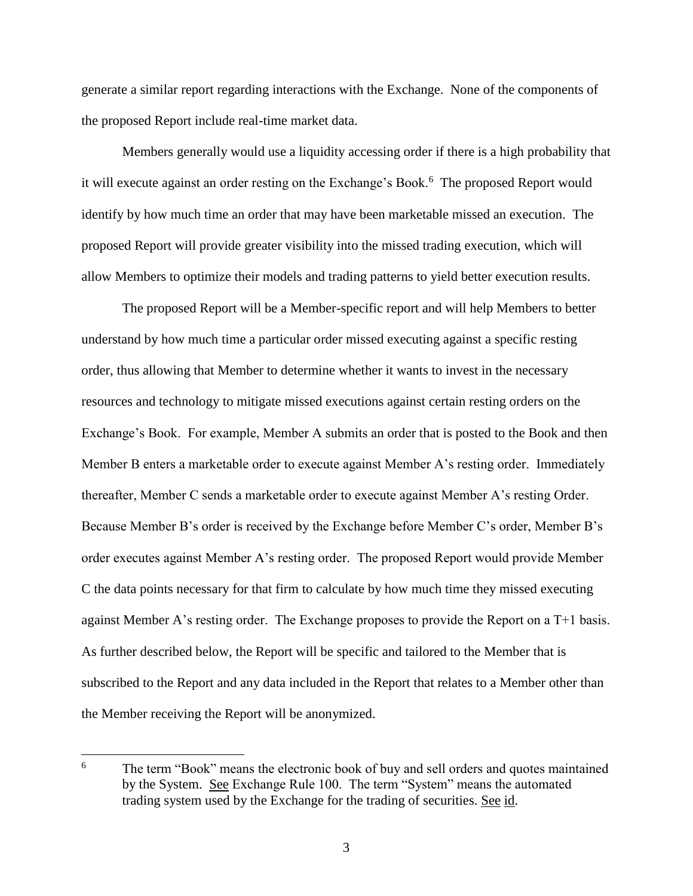generate a similar report regarding interactions with the Exchange. None of the components of the proposed Report include real-time market data.

Members generally would use a liquidity accessing order if there is a high probability that it will execute against an order resting on the Exchange's Book.[6] The proposed Report would identify by how much time an order that may have been marketable missed an execution. The proposed Report will provide greater visibility into the missed trading execution, which will allow Members to optimize their models and trading patterns to yield better execution results.

The proposed Report will be a Member-specific report and will help Members to better understand by how much time a particular order missed executing against a specific resting order, thus allowing that Member to determine whether it wants to invest in the necessary resources and technology to mitigate missed executions against certain resting orders on the Exchange's Book. For example, Member A submits an order that is posted to the Book and then Member B enters a marketable order to execute against Member A's resting order. Immediately thereafter, Member C sends a marketable order to execute against Member A's resting Order. Because Member B's order is received by the Exchange before Member C's order, Member B's order executes against Member A's resting order. The proposed Report would provide Member C the data points necessary for that firm to calculate by how much time they missed executing against Member A's resting order. The Exchange proposes to provide the Report on a T+1 basis. As further described below, the Report will be specific and tailored to the Member that is subscribed to the Report and any data included in the Report that relates to a Member other than the Member receiving the Report will be anonymized.

---

[6] The term "Book" means the electronic book of buy and sell orders and quotes maintained by the System. See Exchange Rule 100. The term "System" means the automated trading system used by the Exchange for the trading of securities. See id.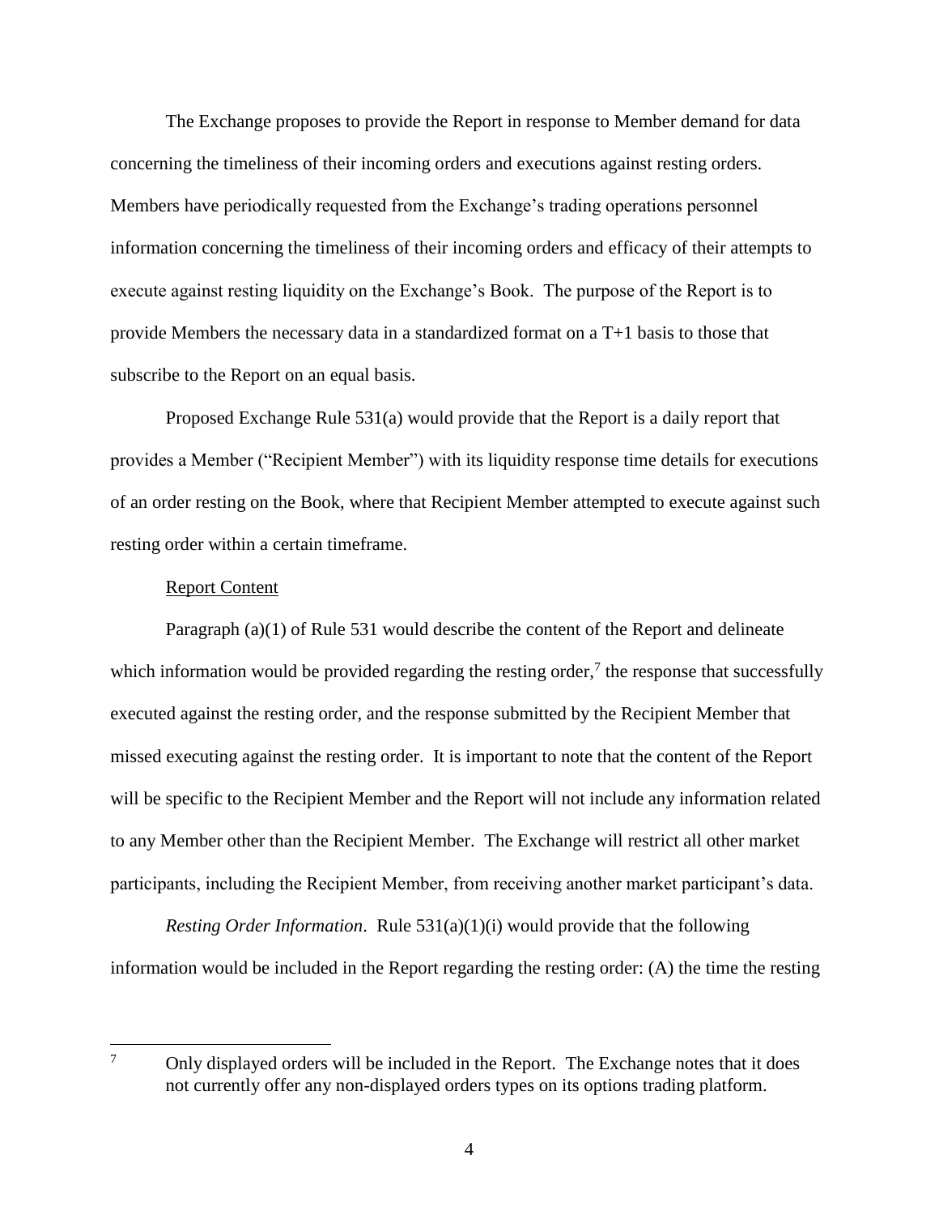The Exchange proposes to provide the Report in response to Member demand for data concerning the timeliness of their incoming orders and executions against resting orders. Members have periodically requested from the Exchange's trading operations personnel information concerning the timeliness of their incoming orders and efficacy of their attempts to execute against resting liquidity on the Exchange's Book. The purpose of the Report is to provide Members the necessary data in a standardized format on a T+1 basis to those that subscribe to the Report on an equal basis.

Proposed Exchange Rule 531(a) would provide that the Report is a daily report that provides a Member ("Recipient Member") with its liquidity response time details for executions of an order resting on the Book, where that Recipient Member attempted to execute against such resting order within a certain timeframe.

Report Content

Paragraph (a)(1) of Rule 531 would describe the content of the Report and delineate which information would be provided regarding the resting order,[7] the response that successfully executed against the resting order, and the response submitted by the Recipient Member that missed executing against the resting order. It is important to note that the content of the Report will be specific to the Recipient Member and the Report will not include any information related to any Member other than the Recipient Member. The Exchange will restrict all other market participants, including the Recipient Member, from receiving another market participant's data.

*Resting Order Information*. Rule 531(a)(1)(i) would provide that the following information would be included in the Report regarding the resting order: (A) the time the resting

---

[7] Only displayed orders will be included in the Report. The Exchange notes that it does not currently offer any non-displayed orders types on its options trading platform.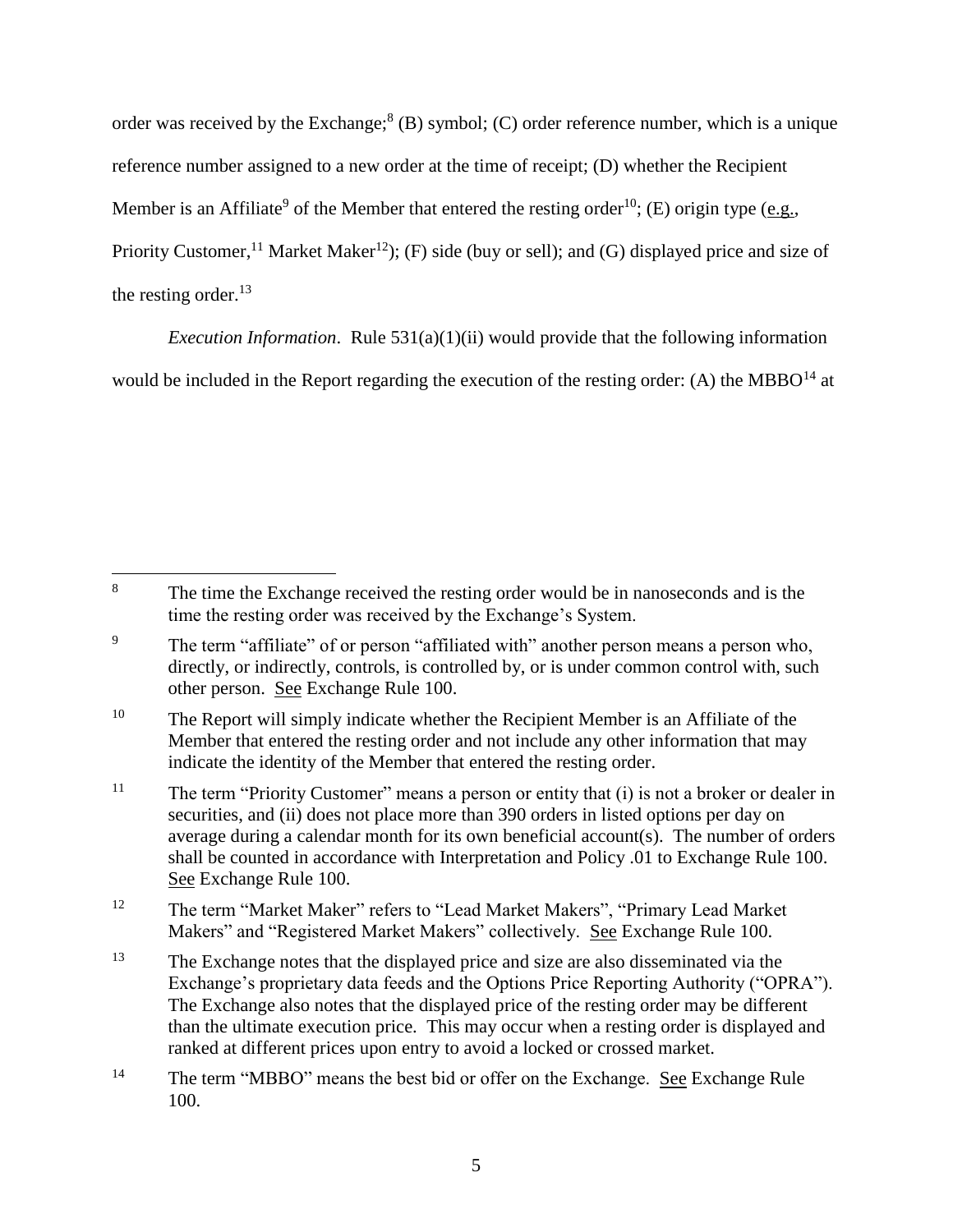order was received by the Exchange;[8] (B) symbol; (C) order reference number, which is a unique reference number assigned to a new order at the time of receipt; (D) whether the Recipient Member is an Affiliate[9] of the Member that entered the resting order[10]; (E) origin type (e.g., Priority Customer,[11] Market Maker[12]); (F) side (buy or sell); and (G) displayed price and size of the resting order.[13]

*Execution Information*. Rule 531(a)(1)(ii) would provide that the following information would be included in the Report regarding the execution of the resting order: (A) the MBBO[14] at

---

[8] The time the Exchange received the resting order would be in nanoseconds and is the time the resting order was received by the Exchange's System.

[9] The term "affiliate" of or person "affiliated with" another person means a person who, directly, or indirectly, controls, is controlled by, or is under common control with, such other person. See Exchange Rule 100.

[10] The Report will simply indicate whether the Recipient Member is an Affiliate of the Member that entered the resting order and not include any other information that may indicate the identity of the Member that entered the resting order.

[11] The term "Priority Customer" means a person or entity that (i) is not a broker or dealer in securities, and (ii) does not place more than 390 orders in listed options per day on average during a calendar month for its own beneficial account(s). The number of orders shall be counted in accordance with Interpretation and Policy .01 to Exchange Rule 100. See Exchange Rule 100.

[12] The term "Market Maker" refers to "Lead Market Makers", "Primary Lead Market Makers" and "Registered Market Makers" collectively. See Exchange Rule 100.

[13] The Exchange notes that the displayed price and size are also disseminated via the Exchange's proprietary data feeds and the Options Price Reporting Authority ("OPRA"). The Exchange also notes that the displayed price of the resting order may be different than the ultimate execution price. This may occur when a resting order is displayed and ranked at different prices upon entry to avoid a locked or crossed market.

[14] The term "MBBO" means the best bid or offer on the Exchange. See Exchange Rule 100.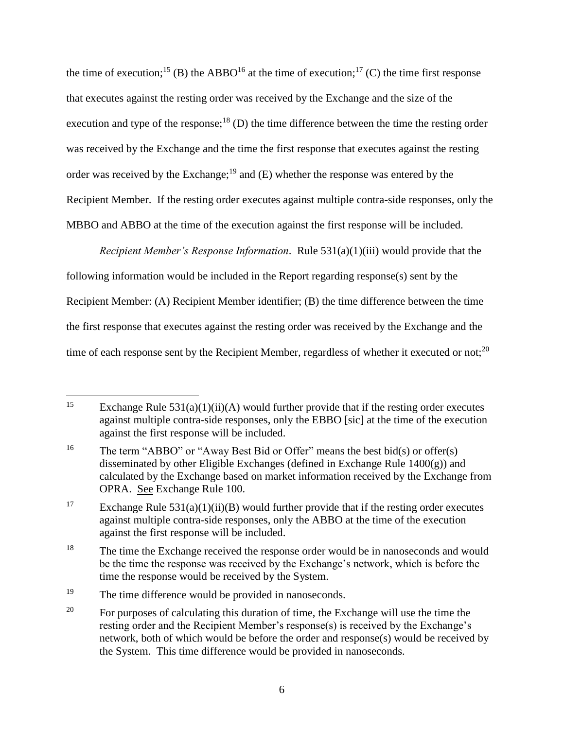the time of execution;[15] (B) the ABBO[16] at the time of execution;[17] (C) the time first response that executes against the resting order was received by the Exchange and the size of the execution and type of the response;[18] (D) the time difference between the time the resting order was received by the Exchange and the time the first response that executes against the resting order was received by the Exchange;[19] and (E) whether the response was entered by the Recipient Member. If the resting order executes against multiple contra-side responses, only the MBBO and ABBO at the time of the execution against the first response will be included.

*Recipient Member's Response Information*. Rule 531(a)(1)(iii) would provide that the following information would be included in the Report regarding response(s) sent by the Recipient Member: (A) Recipient Member identifier; (B) the time difference between the time the first response that executes against the resting order was received by the Exchange and the time of each response sent by the Recipient Member, regardless of whether it executed or not;[20]

---

[15] Exchange Rule 531(a)(1)(ii)(A) would further provide that if the resting order executes against multiple contra-side responses, only the EBBO [sic] at the time of the execution against the first response will be included.

[16] The term "ABBO" or "Away Best Bid or Offer" means the best bid(s) or offer(s) disseminated by other Eligible Exchanges (defined in Exchange Rule 1400(g)) and calculated by the Exchange based on market information received by the Exchange from OPRA. See Exchange Rule 100.

[17] Exchange Rule 531(a)(1)(ii)(B) would further provide that if the resting order executes against multiple contra-side responses, only the ABBO at the time of the execution against the first response will be included.

[18] The time the Exchange received the response order would be in nanoseconds and would be the time the response was received by the Exchange's network, which is before the time the response would be received by the System.

[19] The time difference would be provided in nanoseconds.

[20] For purposes of calculating this duration of time, the Exchange will use the time the resting order and the Recipient Member's response(s) is received by the Exchange's network, both of which would be before the order and response(s) would be received by the System. This time difference would be provided in nanoseconds.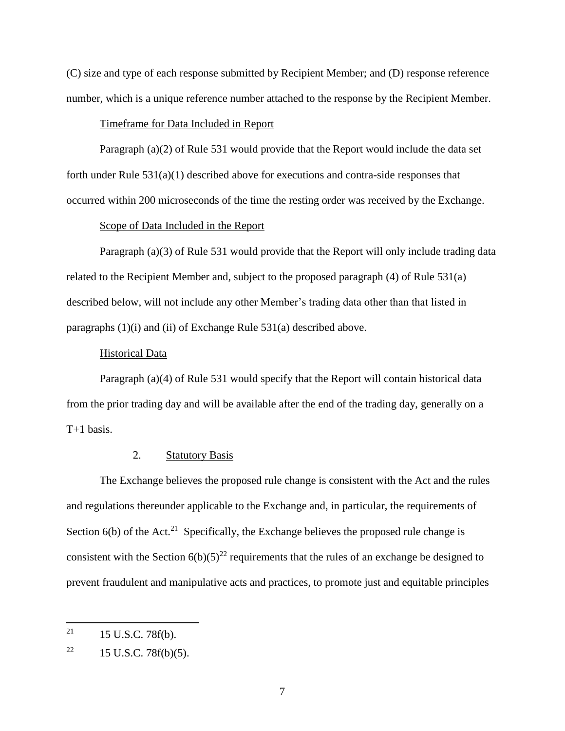(C) size and type of each response submitted by Recipient Member; and (D) response reference number, which is a unique reference number attached to the response by the Recipient Member.

Timeframe for Data Included in Report

Paragraph (a)(2) of Rule 531 would provide that the Report would include the data set forth under Rule 531(a)(1) described above for executions and contra-side responses that occurred within 200 microseconds of the time the resting order was received by the Exchange.

Scope of Data Included in the Report

Paragraph (a)(3) of Rule 531 would provide that the Report will only include trading data related to the Recipient Member and, subject to the proposed paragraph (4) of Rule 531(a) described below, will not include any other Member's trading data other than that listed in paragraphs (1)(i) and (ii) of Exchange Rule 531(a) described above.

Historical Data

Paragraph (a)(4) of Rule 531 would specify that the Report will contain historical data from the prior trading day and will be available after the end of the trading day, generally on a T+1 basis.

2. Statutory Basis

The Exchange believes the proposed rule change is consistent with the Act and the rules and regulations thereunder applicable to the Exchange and, in particular, the requirements of Section 6(b) of the Act.[21] Specifically, the Exchange believes the proposed rule change is consistent with the Section 6(b)(5)[22] requirements that the rules of an exchange be designed to prevent fraudulent and manipulative acts and practices, to promote just and equitable principles

---

[21] 15 U.S.C. 78f(b).

[22] 15 U.S.C. 78f(b)(5).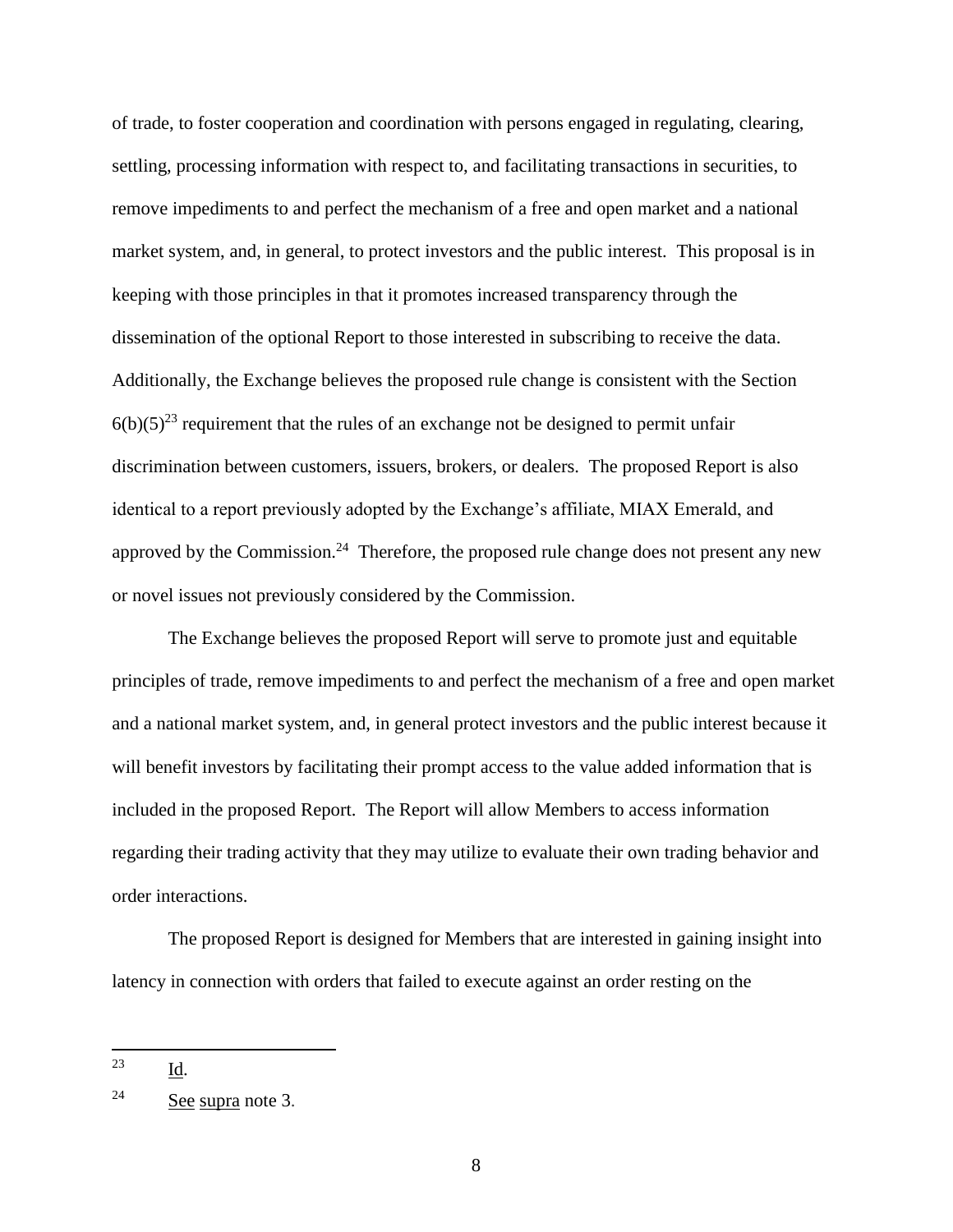of trade, to foster cooperation and coordination with persons engaged in regulating, clearing, settling, processing information with respect to, and facilitating transactions in securities, to remove impediments to and perfect the mechanism of a free and open market and a national market system, and, in general, to protect investors and the public interest. This proposal is in keeping with those principles in that it promotes increased transparency through the dissemination of the optional Report to those interested in subscribing to receive the data. Additionally, the Exchange believes the proposed rule change is consistent with the Section 6(b)(5)[23] requirement that the rules of an exchange not be designed to permit unfair discrimination between customers, issuers, brokers, or dealers. The proposed Report is also identical to a report previously adopted by the Exchange's affiliate, MIAX Emerald, and approved by the Commission.[24] Therefore, the proposed rule change does not present any new or novel issues not previously considered by the Commission.

The Exchange believes the proposed Report will serve to promote just and equitable principles of trade, remove impediments to and perfect the mechanism of a free and open market and a national market system, and, in general protect investors and the public interest because it will benefit investors by facilitating their prompt access to the value added information that is included in the proposed Report. The Report will allow Members to access information regarding their trading activity that they may utilize to evaluate their own trading behavior and order interactions.

The proposed Report is designed for Members that are interested in gaining insight into latency in connection with orders that failed to execute against an order resting on the

---

[23] Id.

[24] See supra note 3.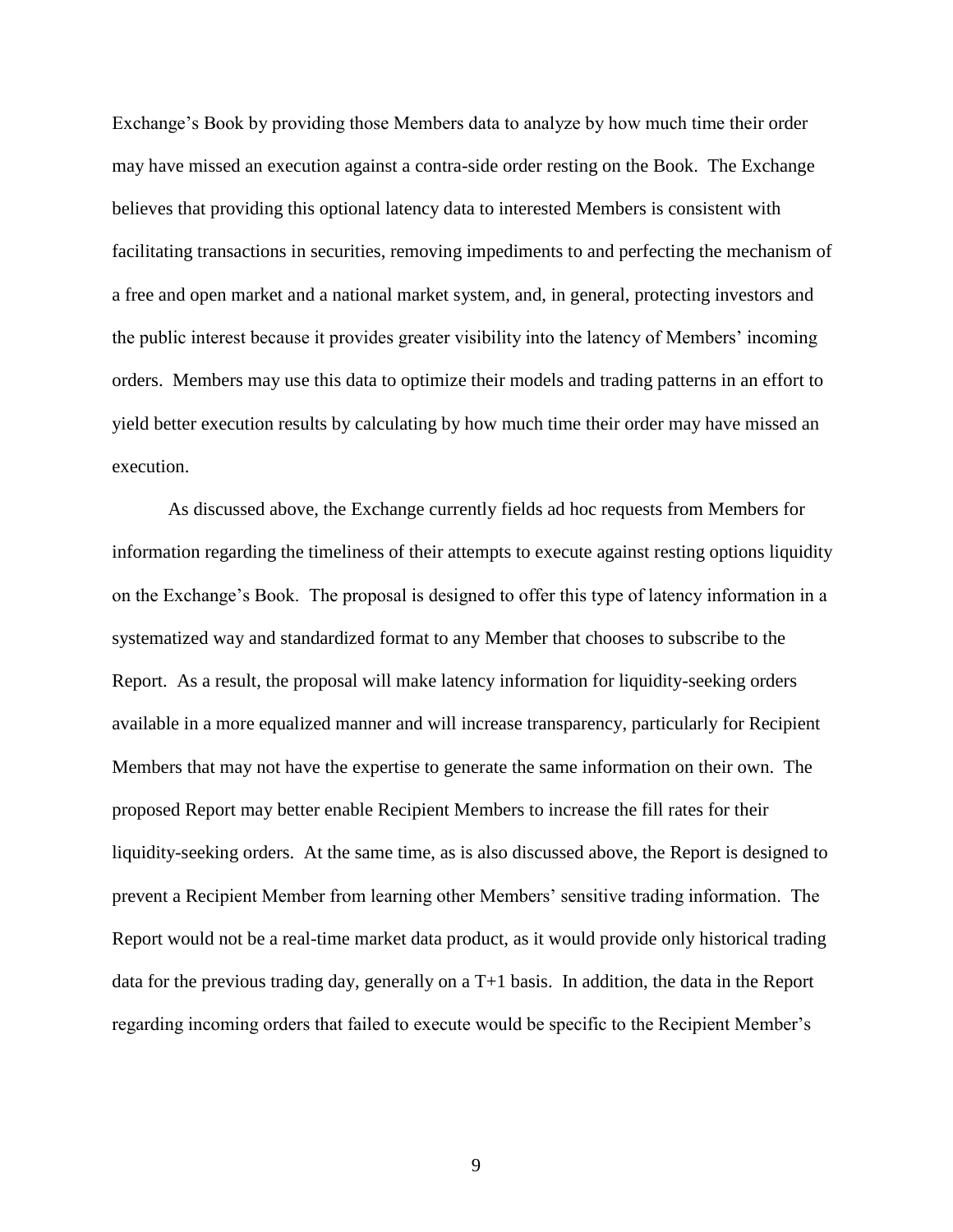Exchange's Book by providing those Members data to analyze by how much time their order may have missed an execution against a contra-side order resting on the Book. The Exchange believes that providing this optional latency data to interested Members is consistent with facilitating transactions in securities, removing impediments to and perfecting the mechanism of a free and open market and a national market system, and, in general, protecting investors and the public interest because it provides greater visibility into the latency of Members' incoming orders. Members may use this data to optimize their models and trading patterns in an effort to yield better execution results by calculating by how much time their order may have missed an execution.

As discussed above, the Exchange currently fields ad hoc requests from Members for information regarding the timeliness of their attempts to execute against resting options liquidity on the Exchange's Book. The proposal is designed to offer this type of latency information in a systematized way and standardized format to any Member that chooses to subscribe to the Report. As a result, the proposal will make latency information for liquidity-seeking orders available in a more equalized manner and will increase transparency, particularly for Recipient Members that may not have the expertise to generate the same information on their own. The proposed Report may better enable Recipient Members to increase the fill rates for their liquidity-seeking orders. At the same time, as is also discussed above, the Report is designed to prevent a Recipient Member from learning other Members' sensitive trading information. The Report would not be a real-time market data product, as it would provide only historical trading data for the previous trading day, generally on a T+1 basis. In addition, the data in the Report regarding incoming orders that failed to execute would be specific to the Recipient Member's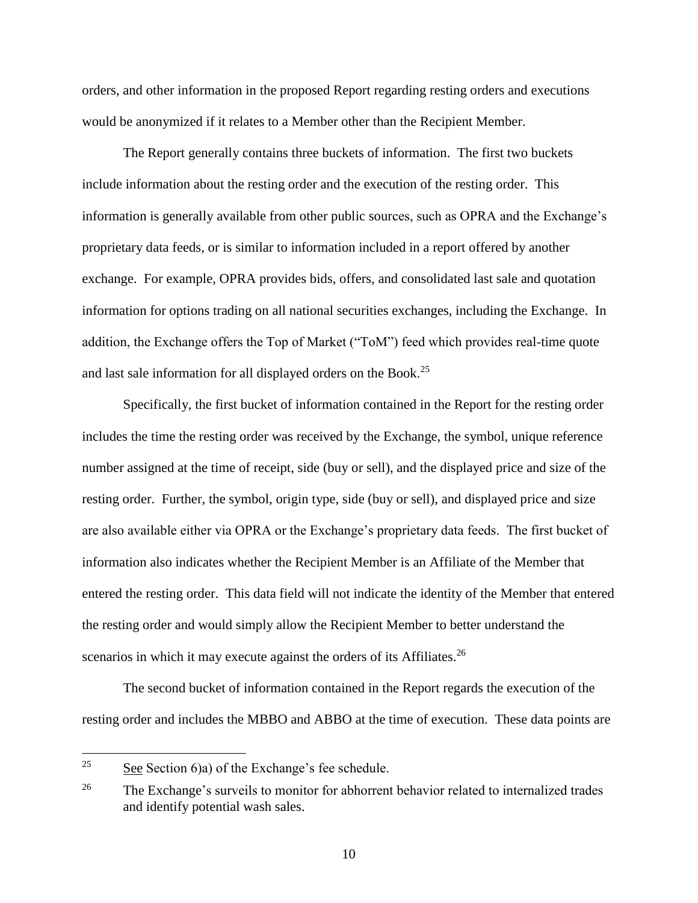orders, and other information in the proposed Report regarding resting orders and executions would be anonymized if it relates to a Member other than the Recipient Member.

The Report generally contains three buckets of information. The first two buckets include information about the resting order and the execution of the resting order. This information is generally available from other public sources, such as OPRA and the Exchange's proprietary data feeds, or is similar to information included in a report offered by another exchange. For example, OPRA provides bids, offers, and consolidated last sale and quotation information for options trading on all national securities exchanges, including the Exchange. In addition, the Exchange offers the Top of Market ("ToM") feed which provides real-time quote and last sale information for all displayed orders on the Book.[25]

Specifically, the first bucket of information contained in the Report for the resting order includes the time the resting order was received by the Exchange, the symbol, unique reference number assigned at the time of receipt, side (buy or sell), and the displayed price and size of the resting order. Further, the symbol, origin type, side (buy or sell), and displayed price and size are also available either via OPRA or the Exchange's proprietary data feeds. The first bucket of information also indicates whether the Recipient Member is an Affiliate of the Member that entered the resting order. This data field will not indicate the identity of the Member that entered the resting order and would simply allow the Recipient Member to better understand the scenarios in which it may execute against the orders of its Affiliates.[26]

The second bucket of information contained in the Report regards the execution of the resting order and includes the MBBO and ABBO at the time of execution. These data points are

---

[25] See Section 6)a) of the Exchange's fee schedule.

[26] The Exchange's surveils to monitor for abhorrent behavior related to internalized trades and identify potential wash sales.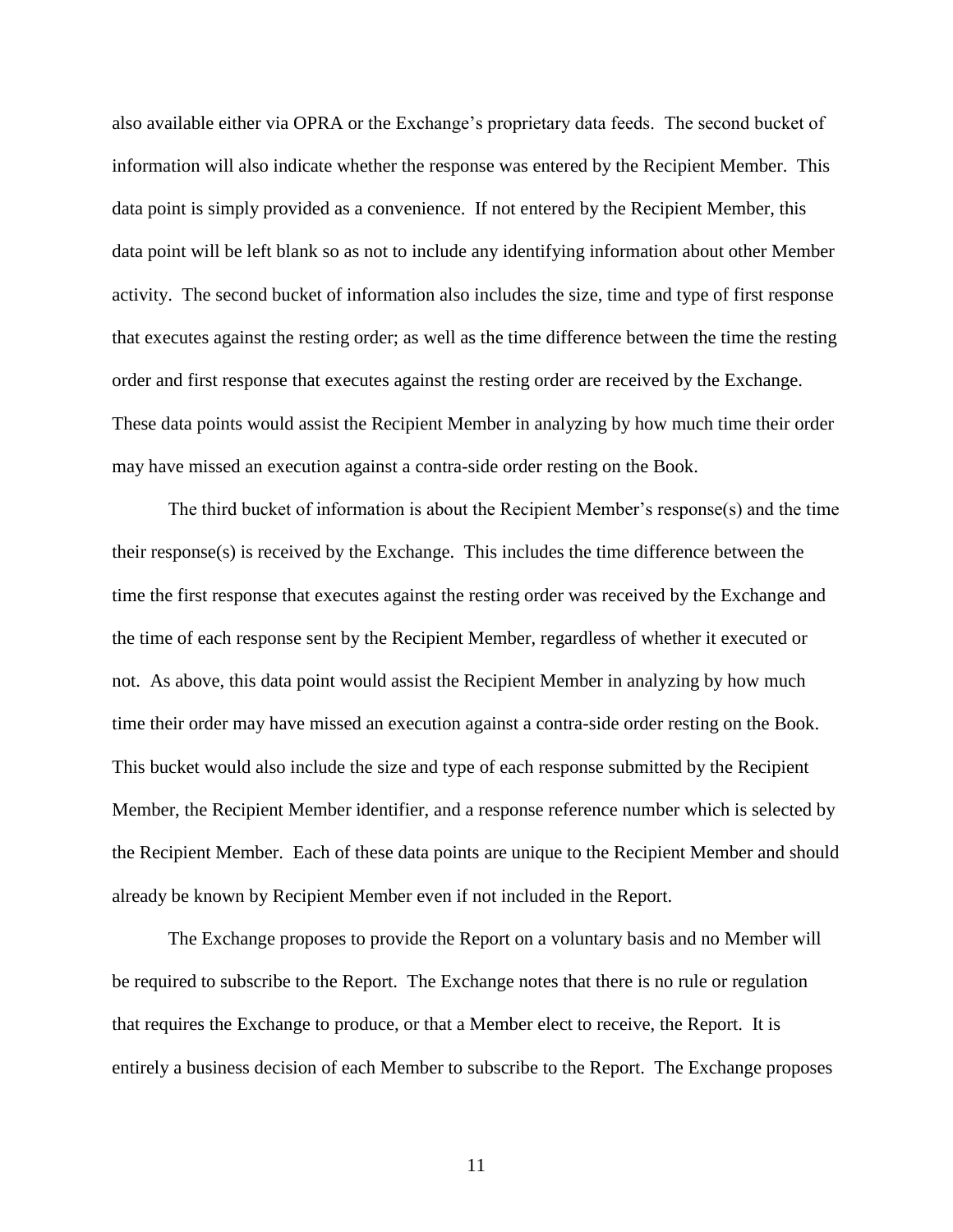also available either via OPRA or the Exchange's proprietary data feeds. The second bucket of information will also indicate whether the response was entered by the Recipient Member. This data point is simply provided as a convenience. If not entered by the Recipient Member, this data point will be left blank so as not to include any identifying information about other Member activity. The second bucket of information also includes the size, time and type of first response that executes against the resting order; as well as the time difference between the time the resting order and first response that executes against the resting order are received by the Exchange. These data points would assist the Recipient Member in analyzing by how much time their order may have missed an execution against a contra-side order resting on the Book.

The third bucket of information is about the Recipient Member's response(s) and the time their response(s) is received by the Exchange. This includes the time difference between the time the first response that executes against the resting order was received by the Exchange and the time of each response sent by the Recipient Member, regardless of whether it executed or not. As above, this data point would assist the Recipient Member in analyzing by how much time their order may have missed an execution against a contra-side order resting on the Book. This bucket would also include the size and type of each response submitted by the Recipient Member, the Recipient Member identifier, and a response reference number which is selected by the Recipient Member. Each of these data points are unique to the Recipient Member and should already be known by Recipient Member even if not included in the Report.

The Exchange proposes to provide the Report on a voluntary basis and no Member will be required to subscribe to the Report. The Exchange notes that there is no rule or regulation that requires the Exchange to produce, or that a Member elect to receive, the Report. It is entirely a business decision of each Member to subscribe to the Report. The Exchange proposes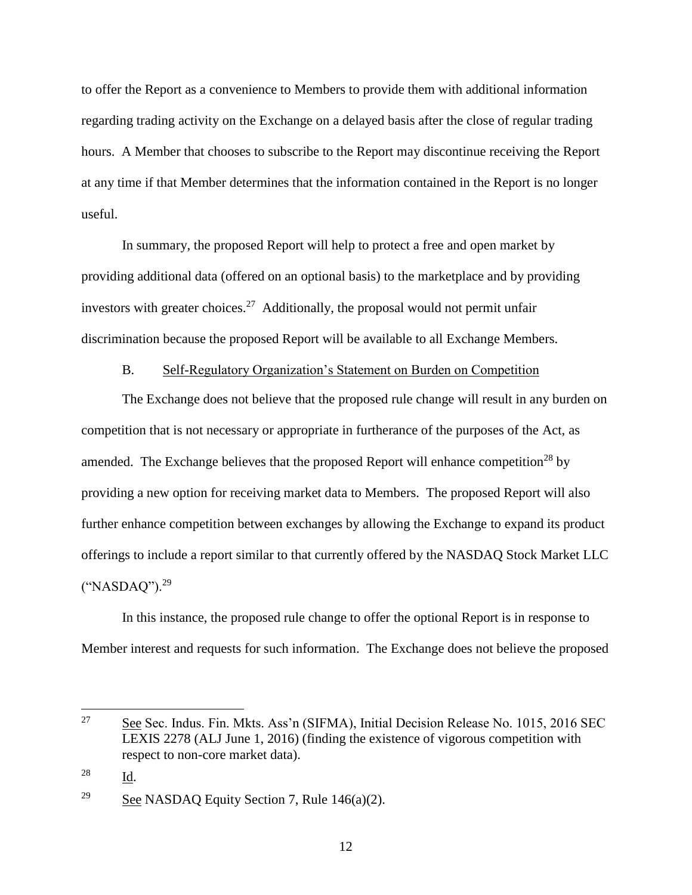to offer the Report as a convenience to Members to provide them with additional information regarding trading activity on the Exchange on a delayed basis after the close of regular trading hours. A Member that chooses to subscribe to the Report may discontinue receiving the Report at any time if that Member determines that the information contained in the Report is no longer useful.

In summary, the proposed Report will help to protect a free and open market by providing additional data (offered on an optional basis) to the marketplace and by providing investors with greater choices.[27] Additionally, the proposal would not permit unfair discrimination because the proposed Report will be available to all Exchange Members.

B. Self-Regulatory Organization's Statement on Burden on Competition

The Exchange does not believe that the proposed rule change will result in any burden on competition that is not necessary or appropriate in furtherance of the purposes of the Act, as amended. The Exchange believes that the proposed Report will enhance competition[28] by providing a new option for receiving market data to Members. The proposed Report will also further enhance competition between exchanges by allowing the Exchange to expand its product offerings to include a report similar to that currently offered by the NASDAQ Stock Market LLC ("NASDAQ").[29]

In this instance, the proposed rule change to offer the optional Report is in response to Member interest and requests for such information. The Exchange does not believe the proposed

---

[27] See Sec. Indus. Fin. Mkts. Ass'n (SIFMA), Initial Decision Release No. 1015, 2016 SEC LEXIS 2278 (ALJ June 1, 2016) (finding the existence of vigorous competition with respect to non-core market data).

[28] Id.

[29] See NASDAQ Equity Section 7, Rule 146(a)(2).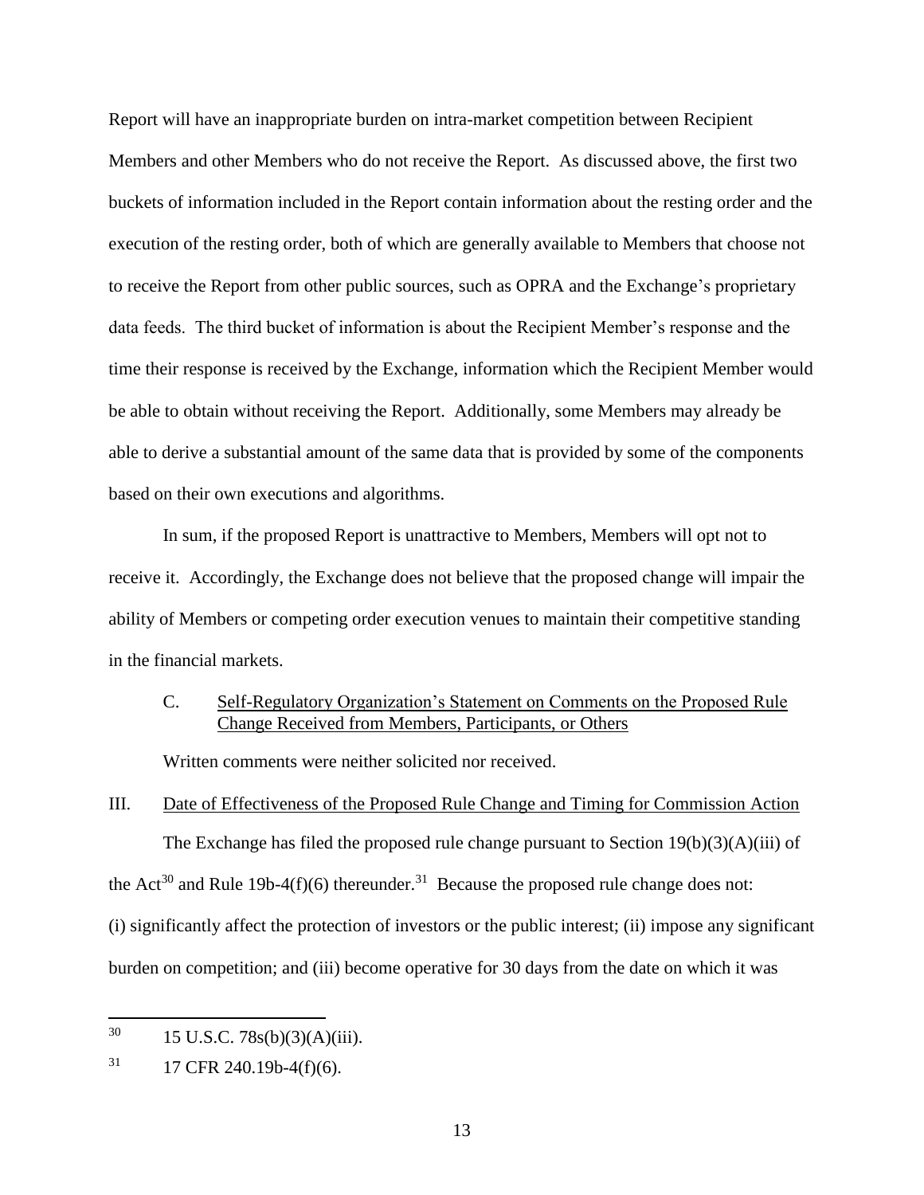Report will have an inappropriate burden on intra-market competition between Recipient Members and other Members who do not receive the Report. As discussed above, the first two buckets of information included in the Report contain information about the resting order and the execution of the resting order, both of which are generally available to Members that choose not to receive the Report from other public sources, such as OPRA and the Exchange's proprietary data feeds. The third bucket of information is about the Recipient Member's response and the time their response is received by the Exchange, information which the Recipient Member would be able to obtain without receiving the Report. Additionally, some Members may already be able to derive a substantial amount of the same data that is provided by some of the components based on their own executions and algorithms.

In sum, if the proposed Report is unattractive to Members, Members will opt not to receive it. Accordingly, the Exchange does not believe that the proposed change will impair the ability of Members or competing order execution venues to maintain their competitive standing in the financial markets.

C. Self-Regulatory Organization's Statement on Comments on the Proposed Rule Change Received from Members, Participants, or Others

Written comments were neither solicited nor received.

III. Date of Effectiveness of the Proposed Rule Change and Timing for Commission Action

The Exchange has filed the proposed rule change pursuant to Section 19(b)(3)(A)(iii) of the Act[30] and Rule 19b-4(f)(6) thereunder.[31] Because the proposed rule change does not: (i) significantly affect the protection of investors or the public interest; (ii) impose any significant burden on competition; and (iii) become operative for 30 days from the date on which it was

---

[30] 15 U.S.C. 78s(b)(3)(A)(iii).

[31] 17 CFR 240.19b-4(f)(6).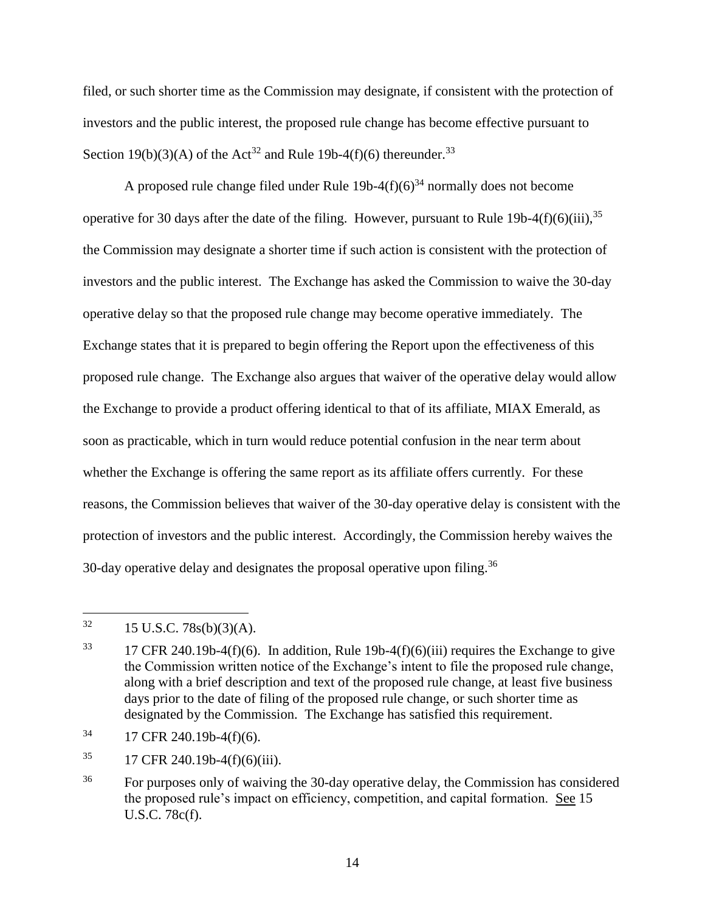filed, or such shorter time as the Commission may designate, if consistent with the protection of investors and the public interest, the proposed rule change has become effective pursuant to Section 19(b)(3)(A) of the Act[32] and Rule 19b-4(f)(6) thereunder.[33]

A proposed rule change filed under Rule 19b-4(f)(6)[34] normally does not become operative for 30 days after the date of the filing. However, pursuant to Rule 19b-4(f)(6)(iii),[35] the Commission may designate a shorter time if such action is consistent with the protection of investors and the public interest. The Exchange has asked the Commission to waive the 30-day operative delay so that the proposed rule change may become operative immediately. The Exchange states that it is prepared to begin offering the Report upon the effectiveness of this proposed rule change. The Exchange also argues that waiver of the operative delay would allow the Exchange to provide a product offering identical to that of its affiliate, MIAX Emerald, as soon as practicable, which in turn would reduce potential confusion in the near term about whether the Exchange is offering the same report as its affiliate offers currently. For these reasons, the Commission believes that waiver of the 30-day operative delay is consistent with the protection of investors and the public interest. Accordingly, the Commission hereby waives the 30-day operative delay and designates the proposal operative upon filing.[36]

---

[32] 15 U.S.C. 78s(b)(3)(A).

[33] 17 CFR 240.19b-4(f)(6). In addition, Rule 19b-4(f)(6)(iii) requires the Exchange to give the Commission written notice of the Exchange's intent to file the proposed rule change, along with a brief description and text of the proposed rule change, at least five business days prior to the date of filing of the proposed rule change, or such shorter time as designated by the Commission. The Exchange has satisfied this requirement.

[34] 17 CFR 240.19b-4(f)(6).

[35] 17 CFR 240.19b-4(f)(6)(iii).

[36] For purposes only of waiving the 30-day operative delay, the Commission has considered the proposed rule's impact on efficiency, competition, and capital formation. See 15 U.S.C. 78c(f).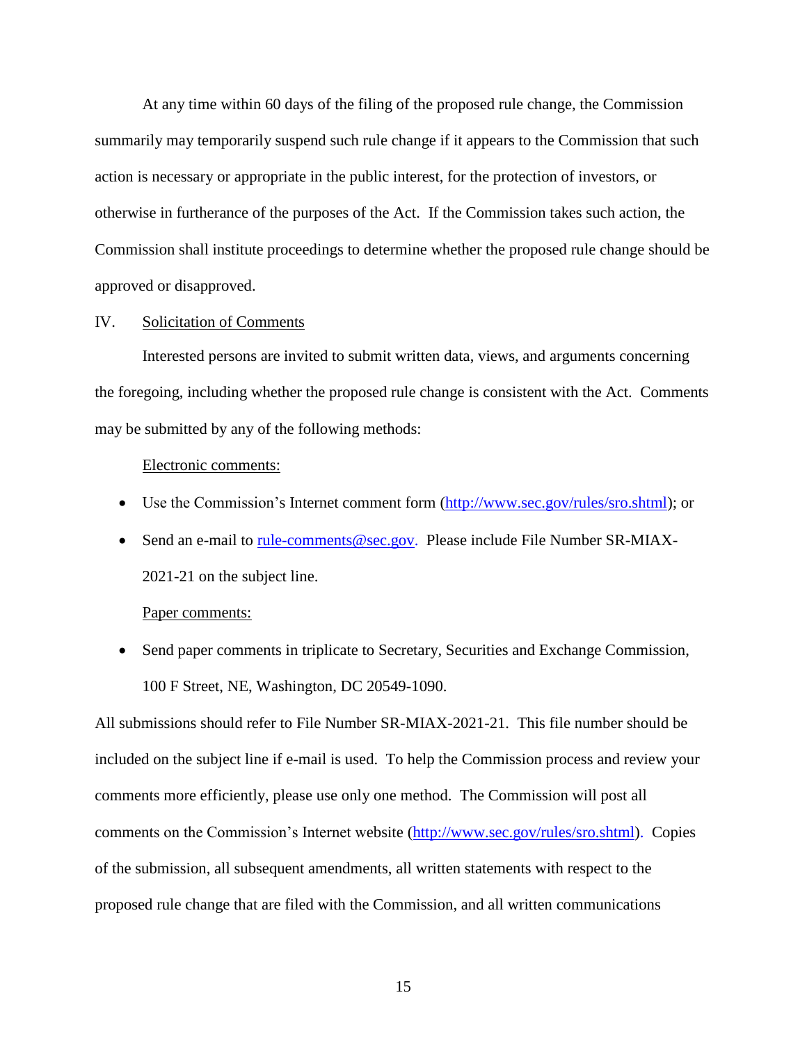At any time within 60 days of the filing of the proposed rule change, the Commission summarily may temporarily suspend such rule change if it appears to the Commission that such action is necessary or appropriate in the public interest, for the protection of investors, or otherwise in furtherance of the purposes of the Act. If the Commission takes such action, the Commission shall institute proceedings to determine whether the proposed rule change should be approved or disapproved.

## IV. Solicitation of Comments

Interested persons are invited to submit written data, views, and arguments concerning the foregoing, including whether the proposed rule change is consistent with the Act. Comments may be submitted by any of the following methods:

Electronic comments:

- Use the Commission's Internet comment form (http://www.sec.gov/rules/sro.shtml); or
- Send an e-mail to rule-comments@sec.gov. Please include File Number SR-MIAX-2021-21 on the subject line.

Paper comments:

- Send paper comments in triplicate to Secretary, Securities and Exchange Commission, 100 F Street, NE, Washington, DC 20549-1090.

All submissions should refer to File Number SR-MIAX-2021-21. This file number should be included on the subject line if e-mail is used. To help the Commission process and review your comments more efficiently, please use only one method. The Commission will post all comments on the Commission's Internet website (http://www.sec.gov/rules/sro.shtml). Copies of the submission, all subsequent amendments, all written statements with respect to the proposed rule change that are filed with the Commission, and all written communications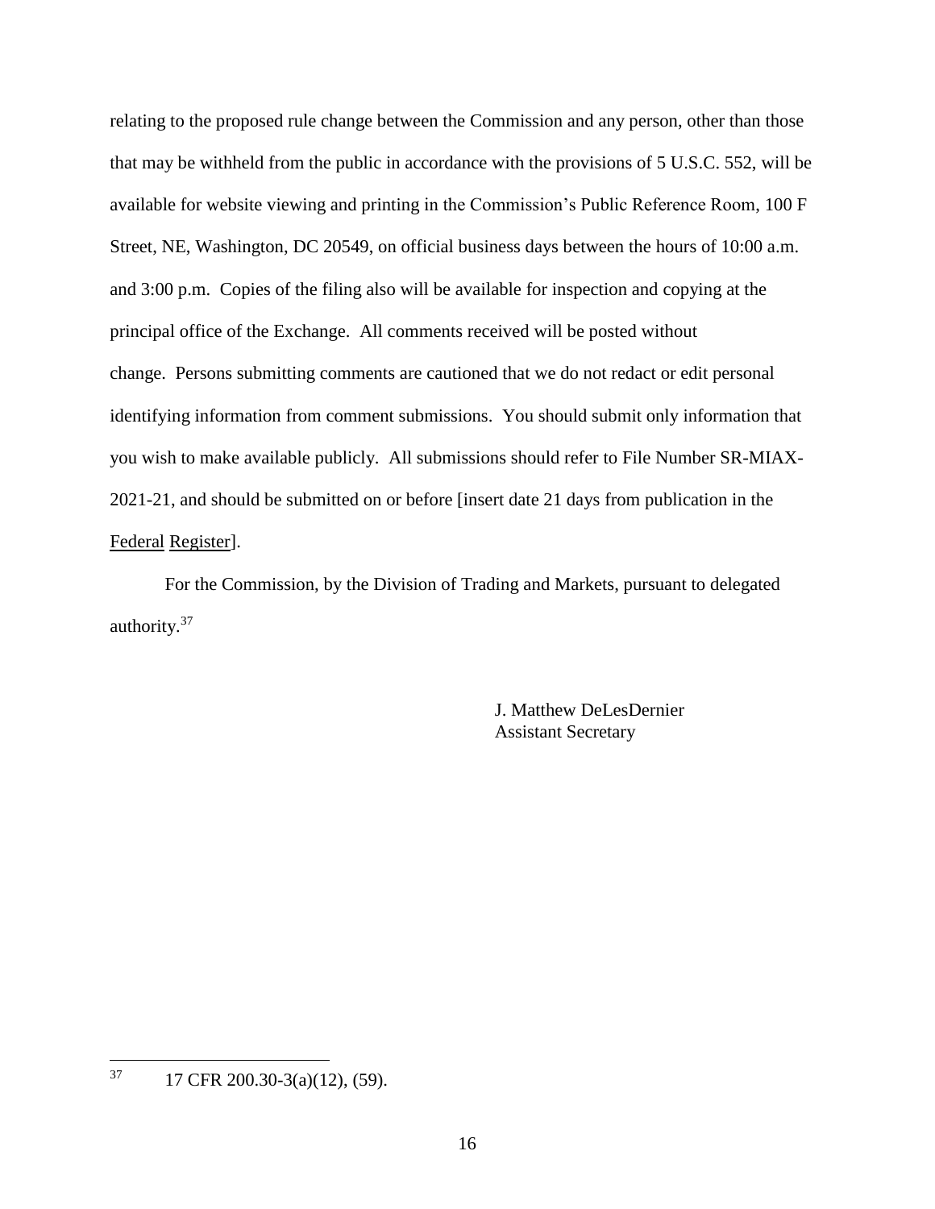relating to the proposed rule change between the Commission and any person, other than those that may be withheld from the public in accordance with the provisions of 5 U.S.C. 552, will be available for website viewing and printing in the Commission's Public Reference Room, 100 F Street, NE, Washington, DC 20549, on official business days between the hours of 10:00 a.m. and 3:00 p.m. Copies of the filing also will be available for inspection and copying at the principal office of the Exchange. All comments received will be posted without change. Persons submitting comments are cautioned that we do not redact or edit personal identifying information from comment submissions. You should submit only information that you wish to make available publicly. All submissions should refer to File Number SR-MIAX-2021-21, and should be submitted on or before [insert date 21 days from publication in the Federal Register].

For the Commission, by the Division of Trading and Markets, pursuant to delegated authority.[37]

J. Matthew DeLesDernier
Assistant Secretary

---

[37] 17 CFR 200.30-3(a)(12), (59).